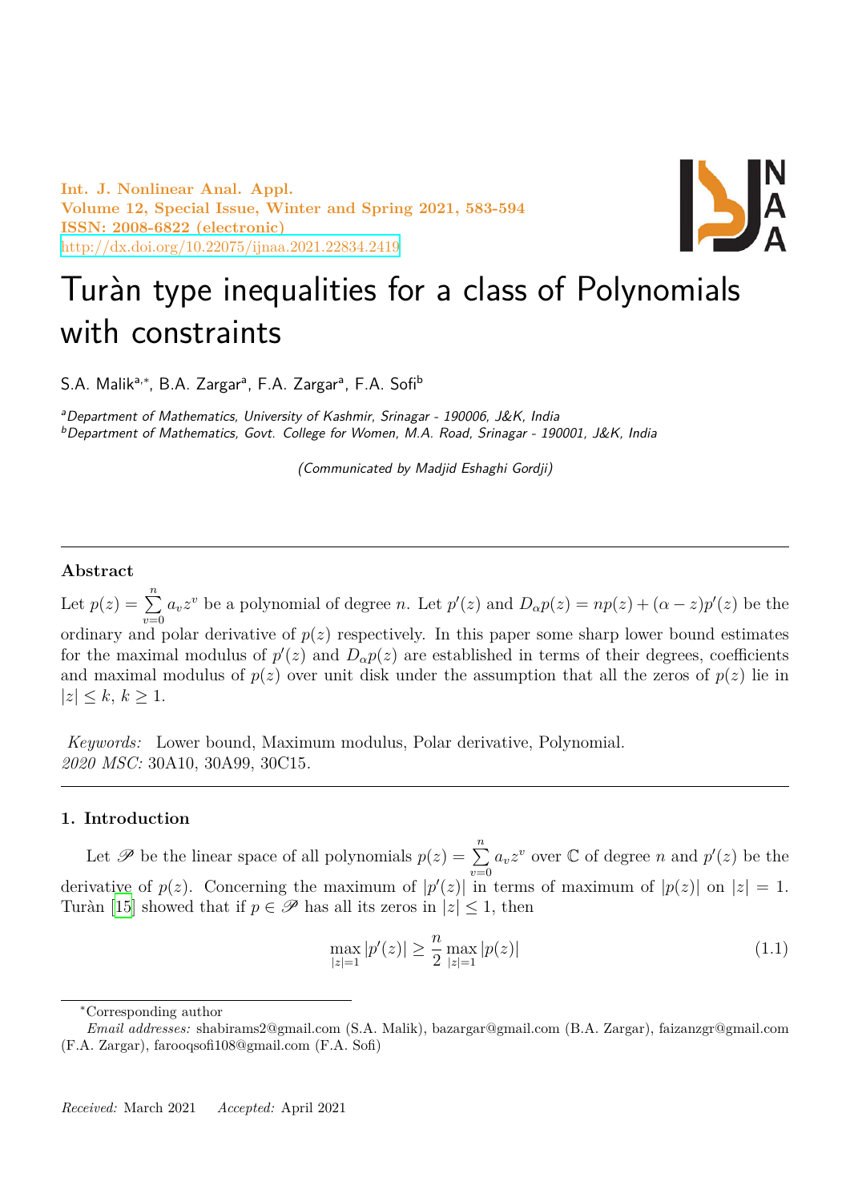Int. J. Nonlinear Anal. Appl.
Volume 12, Special Issue, Winter and Spring 2021, 583-594
ISSN: 2008-6822 (electronic)
http://dx.doi.org/10.22075/ijnaa.2021.22834.2419

# Turàn type inequalities for a class of Polynomials with constraints

S.A. Malik[a,*], B.A. Zargar[a], F.A. Zargar[a], F.A. Sofi[b]

[a]Department of Mathematics, University of Kashmir, Srinagar - 190006, J&K, India
[b]Department of Mathematics, Govt. College for Women, M.A. Road, Srinagar - 190001, J&K, India

(Communicated by Madjid Eshaghi Gordji)

## Abstract

Let $p(z) = \sum_{v=0}^{n} a_v z^v$ be a polynomial of degree $n$. Let $p'(z)$ and $D_\alpha p(z) = np(z) + (\alpha - z)p'(z)$ be the ordinary and polar derivative of $p(z)$ respectively. In this paper some sharp lower bound estimates for the maximal modulus of $p'(z)$ and $D_\alpha p(z)$ are established in terms of their degrees, coefficients and maximal modulus of $p(z)$ over unit disk under the assumption that all the zeros of $p(z)$ lie in $|z| \leq k$, $k \geq 1$.

*Keywords:* Lower bound, Maximum modulus, Polar derivative, Polynomial.
*2020 MSC:* 30A10, 30A99, 30C15.

## 1. Introduction

Let $\mathscr{P}$ be the linear space of all polynomials $p(z) = \sum_{v=0}^{n} a_v z^v$ over $\mathbb{C}$ of degree $n$ and $p'(z)$ be the derivative of $p(z)$. Concerning the maximum of $|p'(z)|$ in terms of maximum of $|p(z)|$ on $|z| = 1$. Turàn [15] showed that if $p \in \mathscr{P}$ has all its zeros in $|z| \leq 1$, then

$$\max_{|z|=1} |p'(z)| \geq \frac{n}{2} \max_{|z|=1} |p(z)| \tag{1.1}$$

*Corresponding author

*Email addresses:* shabirams2@gmail.com (S.A. Malik), bazargar@gmail.com (B.A. Zargar), faizanzgr@gmail.com (F.A. Zargar), farooqsofi108@gmail.com (F.A. Sofi)

*Received:* March 2021 *Accepted:* April 2021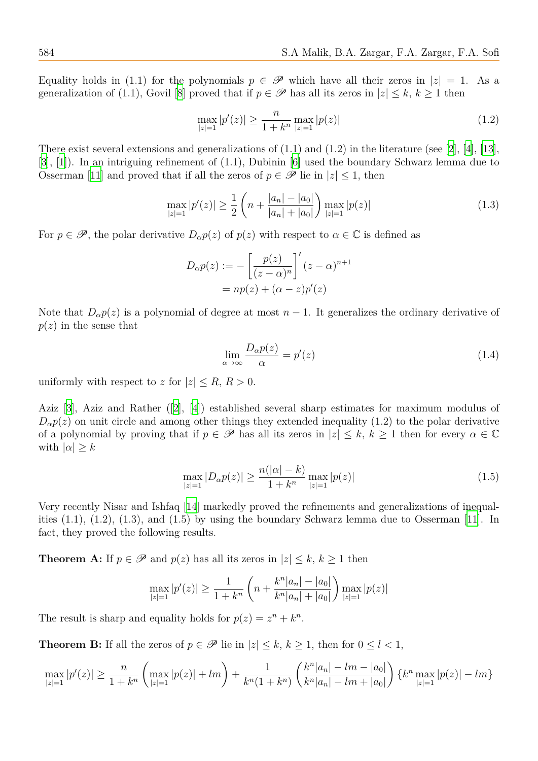Equality holds in (1.1) for the polynomials $p \in \mathscr{P}$ which have all their zeros in $|z| = 1$. As a generalization of (1.1), Govil [8] proved that if $p \in \mathscr{P}$ has all its zeros in $|z| \le k$, $k \ge 1$ then

$$\max_{|z|=1} |p'(z)| \ge \frac{n}{1+k^n} \max_{|z|=1} |p(z)| \tag{1.2}$$

There exist several extensions and generalizations of (1.1) and (1.2) in the literature (see [2], [4], [13], [3], [1]). In an intriguing refinement of (1.1), Dubinin [6] used the boundary Schwarz lemma due to Osserman [11] and proved that if all the zeros of $p \in \mathscr{P}$ lie in $|z| \le 1$, then

$$\max_{|z|=1} |p'(z)| \ge \frac{1}{2}\left(n + \frac{|a_n| - |a_0|}{|a_n| + |a_0|}\right) \max_{|z|=1} |p(z)| \tag{1.3}$$

For $p \in \mathscr{P}$, the polar derivative $D_\alpha p(z)$ of $p(z)$ with respect to $\alpha \in \mathbb{C}$ is defined as

$$\begin{aligned} D_\alpha p(z) &:= -\left[\frac{p(z)}{(z-\alpha)^n}\right]' (z-\alpha)^{n+1} \\ &= np(z) + (\alpha - z)p'(z) \end{aligned}$$

Note that $D_\alpha p(z)$ is a polynomial of degree at most $n-1$. It generalizes the ordinary derivative of $p(z)$ in the sense that

$$\lim_{\alpha \to \infty} \frac{D_\alpha p(z)}{\alpha} = p'(z) \tag{1.4}$$

uniformly with respect to $z$ for $|z| \le R$, $R > 0$.

Aziz [3], Aziz and Rather ([2], [4]) established several sharp estimates for maximum modulus of $D_\alpha p(z)$ on unit circle and among other things they extended inequality (1.2) to the polar derivative of a polynomial by proving that if $p \in \mathscr{P}$ has all its zeros in $|z| \le k$, $k \ge 1$ then for every $\alpha \in \mathbb{C}$ with $|\alpha| \ge k$

$$\max_{|z|=1} |D_\alpha p(z)| \ge \frac{n(|\alpha| - k)}{1+k^n} \max_{|z|=1} |p(z)| \tag{1.5}$$

Very recently Nisar and Ishfaq [14] markedly proved the refinements and generalizations of inequalities (1.1), (1.2), (1.3), and (1.5) by using the boundary Schwarz lemma due to Osserman [11]. In fact, they proved the following results.

**Theorem A:** If $p \in \mathscr{P}$ and $p(z)$ has all its zeros in $|z| \le k$, $k \ge 1$ then

$$\max_{|z|=1} |p'(z)| \ge \frac{1}{1+k^n}\left(n + \frac{k^n|a_n| - |a_0|}{k^n|a_n| + |a_0|}\right) \max_{|z|=1} |p(z)|$$

The result is sharp and equality holds for $p(z) = z^n + k^n$.

**Theorem B:** If all the zeros of $p \in \mathscr{P}$ lie in $|z| \le k$, $k \ge 1$, then for $0 \le l < 1$,

$$\max_{|z|=1} |p'(z)| \ge \frac{n}{1+k^n}\left(\max_{|z|=1} |p(z)| + lm\right) + \frac{1}{k^n(1+k^n)}\left(\frac{k^n|a_n| - lm - |a_0|}{k^n|a_n| - lm + |a_0|}\right)\left\{k^n \max_{|z|=1} |p(z)| - lm\right\}$$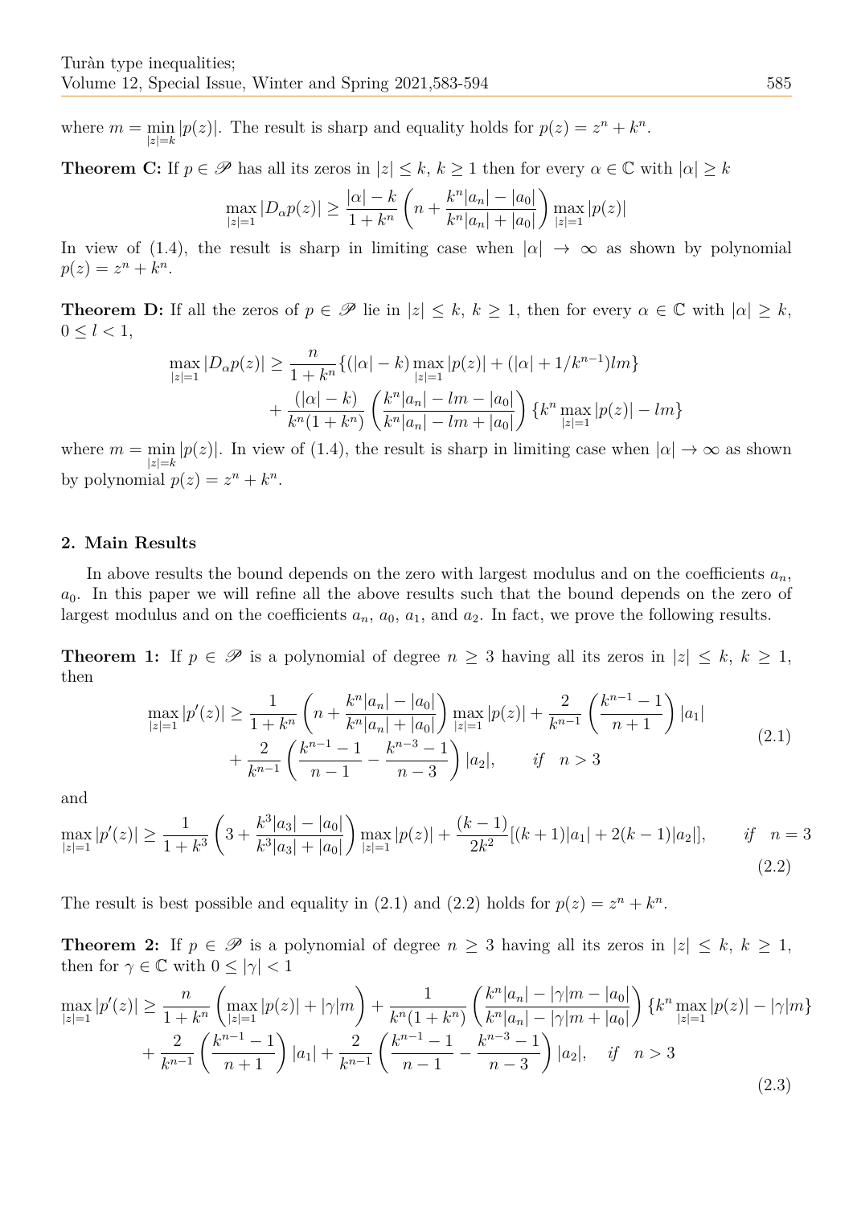where $m = \min_{|z|=k} |p(z)|$. The result is sharp and equality holds for $p(z) = z^n + k^n$.

**Theorem C:** If $p \in \mathscr{P}$ has all its zeros in $|z| \leq k$, $k \geq 1$ then for every $\alpha \in \mathbb{C}$ with $|\alpha| \geq k$

$$\max_{|z|=1} |D_\alpha p(z)| \geq \frac{|\alpha| - k}{1 + k^n} \left( n + \frac{k^n |a_n| - |a_0|}{k^n |a_n| + |a_0|} \right) \max_{|z|=1} |p(z)|$$

In view of (1.4), the result is sharp in limiting case when $|\alpha| \to \infty$ as shown by polynomial $p(z) = z^n + k^n$.

**Theorem D:** If all the zeros of $p \in \mathscr{P}$ lie in $|z| \leq k$, $k \geq 1$, then for every $\alpha \in \mathbb{C}$ with $|\alpha| \geq k$, $0 \leq l < 1$,

$$\begin{aligned}
\max_{|z|=1} |D_\alpha p(z)| \geq & \frac{n}{1 + k^n} \{ (|\alpha| - k) \max_{|z|=1} |p(z)| + (|\alpha| + 1/k^{n-1}) lm \} \\
& + \frac{(|\alpha| - k)}{k^n (1 + k^n)} \left( \frac{k^n |a_n| - lm - |a_0|}{k^n |a_n| - lm + |a_0|} \right) \{ k^n \max_{|z|=1} |p(z)| - lm \}
\end{aligned}$$

where $m = \min_{|z|=k} |p(z)|$. In view of (1.4), the result is sharp in limiting case when $|\alpha| \to \infty$ as shown by polynomial $p(z) = z^n + k^n$.

## 2. Main Results

In above results the bound depends on the zero with largest modulus and on the coefficients $a_n$, $a_0$. In this paper we will refine all the above results such that the bound depends on the zero of largest modulus and on the coefficients $a_n$, $a_0$, $a_1$, and $a_2$. In fact, we prove the following results.

**Theorem 1:** If $p \in \mathscr{P}$ is a polynomial of degree $n \geq 3$ having all its zeros in $|z| \leq k$, $k \geq 1$, then

$$\begin{aligned}
\max_{|z|=1} |p'(z)| \geq & \frac{1}{1 + k^n} \left( n + \frac{k^n |a_n| - |a_0|}{k^n |a_n| + |a_0|} \right) \max_{|z|=1} |p(z)| + \frac{2}{k^{n-1}} \left( \frac{k^{n-1} - 1}{n + 1} \right) |a_1| \\
& + \frac{2}{k^{n-1}} \left( \frac{k^{n-1} - 1}{n - 1} - \frac{k^{n-3} - 1}{n - 3} \right) |a_2|, \qquad if \quad n > 3
\end{aligned} \tag{2.1}$$

and

$$\max_{|z|=1} |p'(z)| \geq \frac{1}{1 + k^3} \left( 3 + \frac{k^3 |a_3| - |a_0|}{k^3 |a_3| + |a_0|} \right) \max_{|z|=1} |p(z)| + \frac{(k-1)}{2k^2} [(k+1)|a_1| + 2(k-1)|a_2|], \qquad if \quad n = 3 \tag{2.2}$$

The result is best possible and equality in (2.1) and (2.2) holds for $p(z) = z^n + k^n$.

**Theorem 2:** If $p \in \mathscr{P}$ is a polynomial of degree $n \geq 3$ having all its zeros in $|z| \leq k$, $k \geq 1$, then for $\gamma \in \mathbb{C}$ with $0 \leq |\gamma| < 1$

$$\begin{aligned}
\max_{|z|=1} |p'(z)| \geq & \frac{n}{1 + k^n} \left( \max_{|z|=1} |p(z)| + |\gamma| m \right) + \frac{1}{k^n (1 + k^n)} \left( \frac{k^n |a_n| - |\gamma| m - |a_0|}{k^n |a_n| - |\gamma| m + |a_0|} \right) \{ k^n \max_{|z|=1} |p(z)| - |\gamma| m \} \\
& + \frac{2}{k^{n-1}} \left( \frac{k^{n-1} - 1}{n + 1} \right) |a_1| + \frac{2}{k^{n-1}} \left( \frac{k^{n-1} - 1}{n - 1} - \frac{k^{n-3} - 1}{n - 3} \right) |a_2|, \quad if \quad n > 3
\end{aligned} \tag{2.3}$$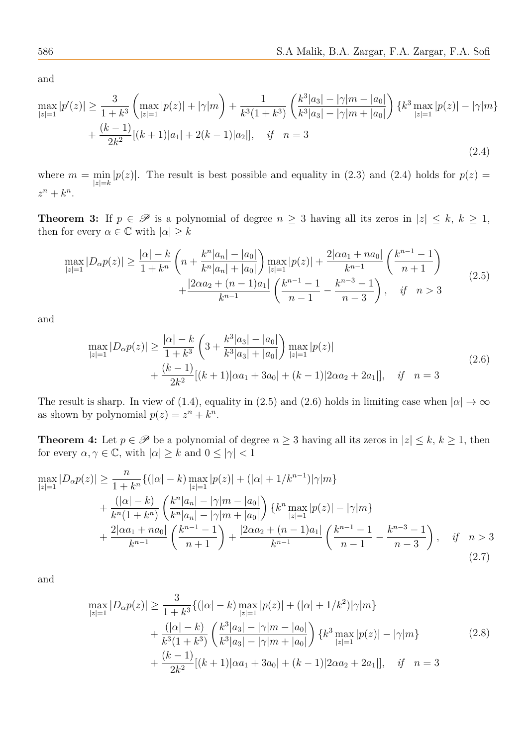and

$$
\begin{aligned}
\max_{|z|=1}|p'(z)| \geq \frac{3}{1+k^3}\left(\max_{|z|=1}|p(z)|+|\gamma|m\right)+\frac{1}{k^3(1+k^3)}\left(\frac{k^3|a_3|-|\gamma|m-|a_0|}{k^3|a_3|-|\gamma|m+|a_0|}\right)\{k^3\max_{|z|=1}|p(z)|-|\gamma|m\} \\
+\frac{(k-1)}{2k^2}[(k+1)|a_1|+2(k-1)|a_2|], \quad if \quad n=3
\end{aligned}
\tag{2.4}
$$

where $m=\min\limits_{|z|=k}|p(z)|$. The result is best possible and equality in (2.3) and (2.4) holds for $p(z)=z^n+k^n$.

**Theorem 3:** If $p \in \mathscr{P}$ is a polynomial of degree $n \geq 3$ having all its zeros in $|z| \leq k$, $k \geq 1$, then for every $\alpha \in \mathbb{C}$ with $|\alpha| \geq k$

$$
\begin{aligned}
\max_{|z|=1}|D_\alpha p(z)| \geq \frac{|\alpha|-k}{1+k^n}\left(n+\frac{k^n|a_n|-|a_0|}{k^n|a_n|+|a_0|}\right)\max_{|z|=1}|p(z)|+\frac{2|\alpha a_1+na_0|}{k^{n-1}}\left(\frac{k^{n-1}-1}{n+1}\right) \\
+\frac{|2\alpha a_2+(n-1)a_1|}{k^{n-1}}\left(\frac{k^{n-1}-1}{n-1}-\frac{k^{n-3}-1}{n-3}\right), \quad if \quad n>3
\end{aligned}
\tag{2.5}
$$

and

$$
\begin{aligned}
\max_{|z|=1}|D_\alpha p(z)| \geq \frac{|\alpha|-k}{1+k^3}\left(3+\frac{k^3|a_3|-|a_0|}{k^3|a_3|+|a_0|}\right)\max_{|z|=1}|p(z)| \\
+\frac{(k-1)}{2k^2}[(k+1)|\alpha a_1+3a_0|+(k-1)|2\alpha a_2+2a_1|], \quad if \quad n=3
\end{aligned}
\tag{2.6}
$$

The result is sharp. In view of (1.4), equality in (2.5) and (2.6) holds in limiting case when $|\alpha| \to \infty$ as shown by polynomial $p(z)=z^n+k^n$.

**Theorem 4:** Let $p \in \mathscr{P}$ be a polynomial of degree $n \geq 3$ having all its zeros in $|z| \leq k$, $k \geq 1$, then for every $\alpha, \gamma \in \mathbb{C}$, with $|\alpha| \geq k$ and $0 \leq |\gamma| < 1$

$$
\begin{aligned}
\max_{|z|=1}|D_\alpha p(z)| \geq & \frac{n}{1+k^n}\{(|\alpha|-k)\max_{|z|=1}|p(z)|+(|\alpha|+1/k^{n-1})|\gamma|m\} \\
&+\frac{(|\alpha|-k)}{k^n(1+k^n)}\left(\frac{k^n|a_n|-|\gamma|m-|a_0|}{k^n|a_n|-|\gamma|m+|a_0|}\right)\{k^n\max_{|z|=1}|p(z)|-|\gamma|m\} \\
&+\frac{2|\alpha a_1+na_0|}{k^{n-1}}\left(\frac{k^{n-1}-1}{n+1}\right)+\frac{|2\alpha a_2+(n-1)a_1|}{k^{n-1}}\left(\frac{k^{n-1}-1}{n-1}-\frac{k^{n-3}-1}{n-3}\right), \quad if \quad n>3
\end{aligned}
\tag{2.7}
$$

and

$$
\begin{aligned}
\max_{|z|=1}|D_\alpha p(z)| \geq & \frac{3}{1+k^3}\{(|\alpha|-k)\max_{|z|=1}|p(z)|+(|\alpha|+1/k^2)|\gamma|m\} \\
&+\frac{(|\alpha|-k)}{k^3(1+k^3)}\left(\frac{k^3|a_3|-|\gamma|m-|a_0|}{k^3|a_3|-|\gamma|m+|a_0|}\right)\{k^3\max_{|z|=1}|p(z)|-|\gamma|m\} \\
&+\frac{(k-1)}{2k^2}[(k+1)|\alpha a_1+3a_0|+(k-1)|2\alpha a_2+2a_1|], \quad if \quad n=3
\end{aligned}
\tag{2.8}
$$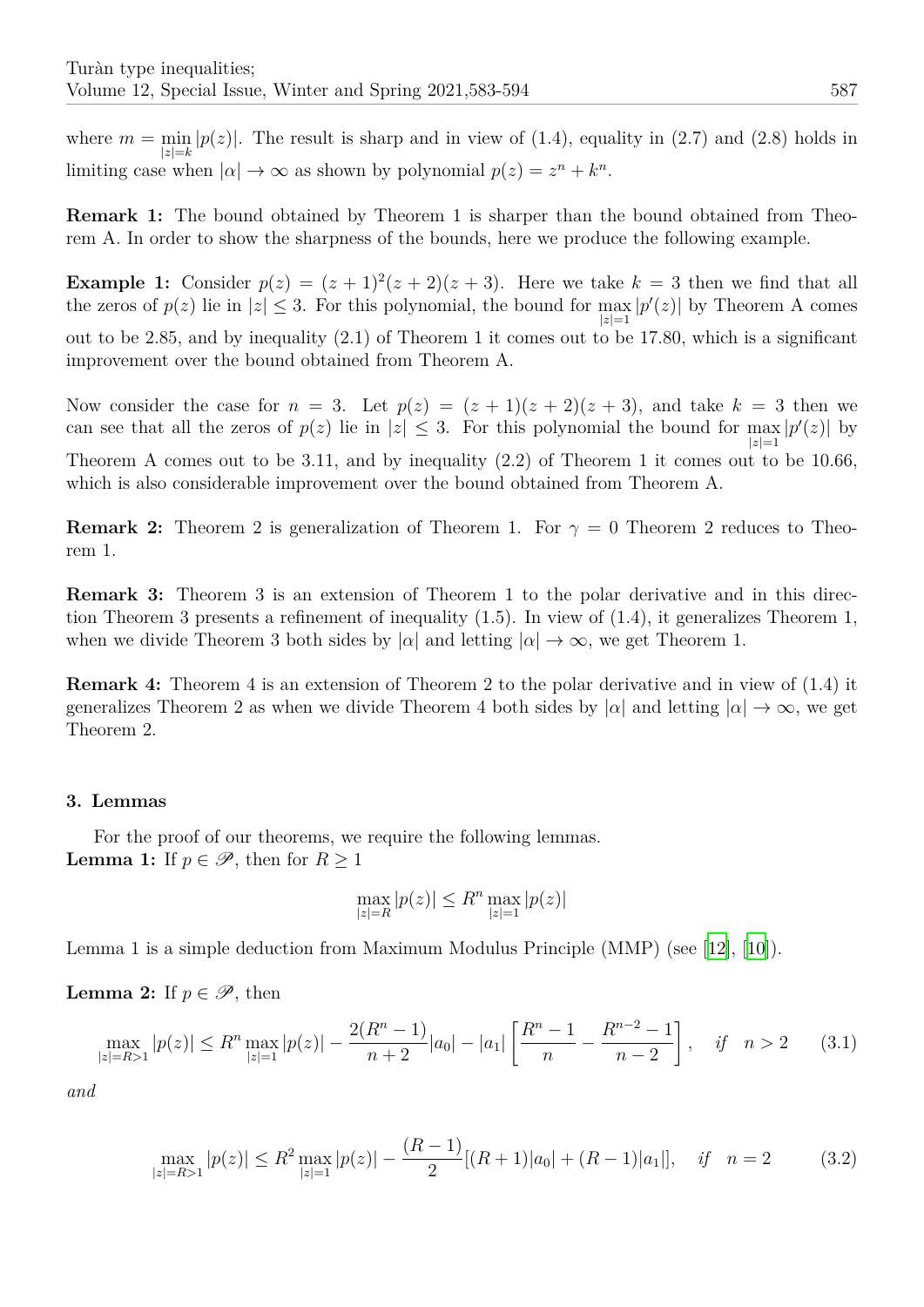where $m = \min_{|z|=k} |p(z)|$. The result is sharp and in view of (1.4), equality in (2.7) and (2.8) holds in limiting case when $|\alpha| \to \infty$ as shown by polynomial $p(z) = z^n + k^n$.

**Remark 1:** The bound obtained by Theorem 1 is sharper than the bound obtained from Theorem A. In order to show the sharpness of the bounds, here we produce the following example.

**Example 1:** Consider $p(z) = (z+1)^2(z+2)(z+3)$. Here we take $k = 3$ then we find that all the zeros of $p(z)$ lie in $|z| \leq 3$. For this polynomial, the bound for $\max_{|z|=1} |p'(z)|$ by Theorem A comes out to be 2.85, and by inequality (2.1) of Theorem 1 it comes out to be 17.80, which is a significant improvement over the bound obtained from Theorem A.

Now consider the case for $n = 3$. Let $p(z) = (z+1)(z+2)(z+3)$, and take $k = 3$ then we can see that all the zeros of $p(z)$ lie in $|z| \leq 3$. For this polynomial the bound for $\max_{|z|=1} |p'(z)|$ by Theorem A comes out to be 3.11, and by inequality (2.2) of Theorem 1 it comes out to be 10.66, which is also considerable improvement over the bound obtained from Theorem A.

**Remark 2:** Theorem 2 is generalization of Theorem 1. For $\gamma = 0$ Theorem 2 reduces to Theorem 1.

**Remark 3:** Theorem 3 is an extension of Theorem 1 to the polar derivative and in this direction Theorem 3 presents a refinement of inequality (1.5). In view of (1.4), it generalizes Theorem 1, when we divide Theorem 3 both sides by $|\alpha|$ and letting $|\alpha| \to \infty$, we get Theorem 1.

**Remark 4:** Theorem 4 is an extension of Theorem 2 to the polar derivative and in view of (1.4) it generalizes Theorem 2 as when we divide Theorem 4 both sides by $|\alpha|$ and letting $|\alpha| \to \infty$, we get Theorem 2.

## 3. Lemmas

For the proof of our theorems, we require the following lemmas.

**Lemma 1:** If $p \in \mathscr{P}$, then for $R \geq 1$

$$\max_{|z|=R} |p(z)| \leq R^n \max_{|z|=1} |p(z)|$$

Lemma 1 is a simple deduction from Maximum Modulus Principle (MMP) (see [12], [10]).

**Lemma 2:** If $p \in \mathscr{P}$, then

$$\max_{|z|=R>1} |p(z)| \leq R^n \max_{|z|=1} |p(z)| - \frac{2(R^n - 1)}{n+2}|a_0| - |a_1| \left[ \frac{R^n - 1}{n} - \frac{R^{n-2} - 1}{n-2} \right], \quad if \quad n > 2 \tag{3.1}$$

*and*

$$\max_{|z|=R>1} |p(z)| \leq R^2 \max_{|z|=1} |p(z)| - \frac{(R-1)}{2}[(R+1)|a_0| + (R-1)|a_1|], \quad if \quad n = 2 \tag{3.2}$$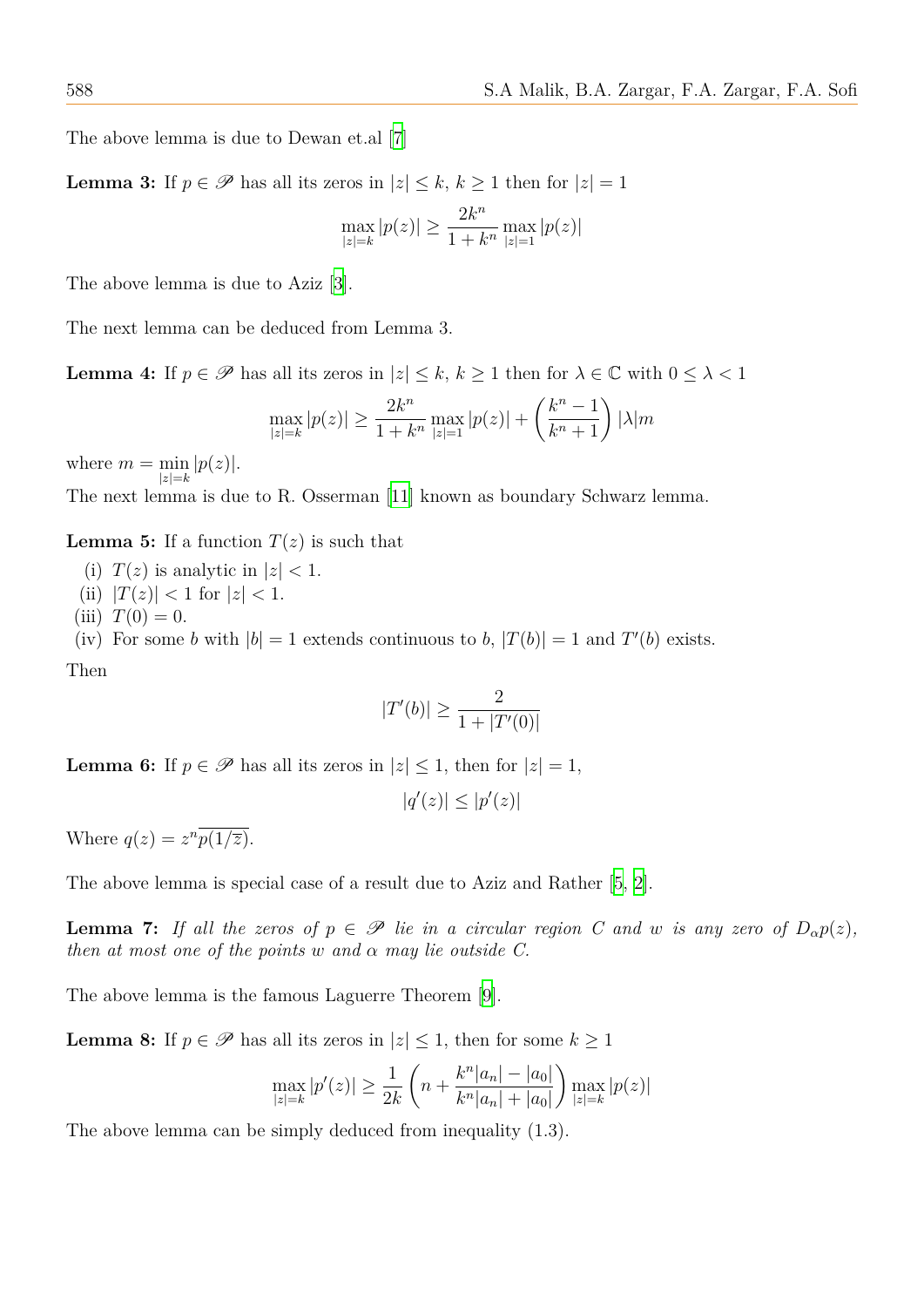The above lemma is due to Dewan et.al [7]

**Lemma 3:** If $p \in \mathscr{P}$ has all its zeros in $|z| \leq k$, $k \geq 1$ then for $|z| = 1$

$$\max_{|z|=k} |p(z)| \geq \frac{2k^n}{1+k^n} \max_{|z|=1} |p(z)|$$

The above lemma is due to Aziz [3].

The next lemma can be deduced from Lemma 3.

**Lemma 4:** If $p \in \mathscr{P}$ has all its zeros in $|z| \leq k$, $k \geq 1$ then for $\lambda \in \mathbb{C}$ with $0 \leq \lambda < 1$

$$\max_{|z|=k} |p(z)| \geq \frac{2k^n}{1+k^n} \max_{|z|=1} |p(z)| + \left(\frac{k^n - 1}{k^n + 1}\right) |\lambda| m$$

where $m = \min\limits_{|z|=k} |p(z)|$.

The next lemma is due to R. Osserman [11] known as boundary Schwarz lemma.

**Lemma 5:** If a function $T(z)$ is such that

(i) $T(z)$ is analytic in $|z| < 1$.

(ii) $|T(z)| < 1$ for $|z| < 1$.

(iii) $T(0) = 0$.

(iv) For some $b$ with $|b| = 1$ extends continuous to $b$, $|T(b)| = 1$ and $T'(b)$ exists.

Then

$$|T'(b)| \geq \frac{2}{1 + |T'(0)|}$$

**Lemma 6:** If $p \in \mathscr{P}$ has all its zeros in $|z| \leq 1$, then for $|z| = 1$,

$$|q'(z)| \leq |p'(z)|$$

Where $q(z) = z^n \overline{p(1/\overline{z})}$.

The above lemma is special case of a result due to Aziz and Rather [5, 2].

**Lemma 7:** *If all the zeros of $p \in \mathscr{P}$ lie in a circular region $C$ and $w$ is any zero of $D_\alpha p(z)$, then at most one of the points $w$ and $\alpha$ may lie outside $C$.*

The above lemma is the famous Laguerre Theorem [9].

**Lemma 8:** If $p \in \mathscr{P}$ has all its zeros in $|z| \leq 1$, then for some $k \geq 1$

$$\max_{|z|=k} |p'(z)| \geq \frac{1}{2k} \left(n + \frac{k^n |a_n| - |a_0|}{k^n |a_n| + |a_0|}\right) \max_{|z|=k} |p(z)|$$

The above lemma can be simply deduced from inequality (1.3).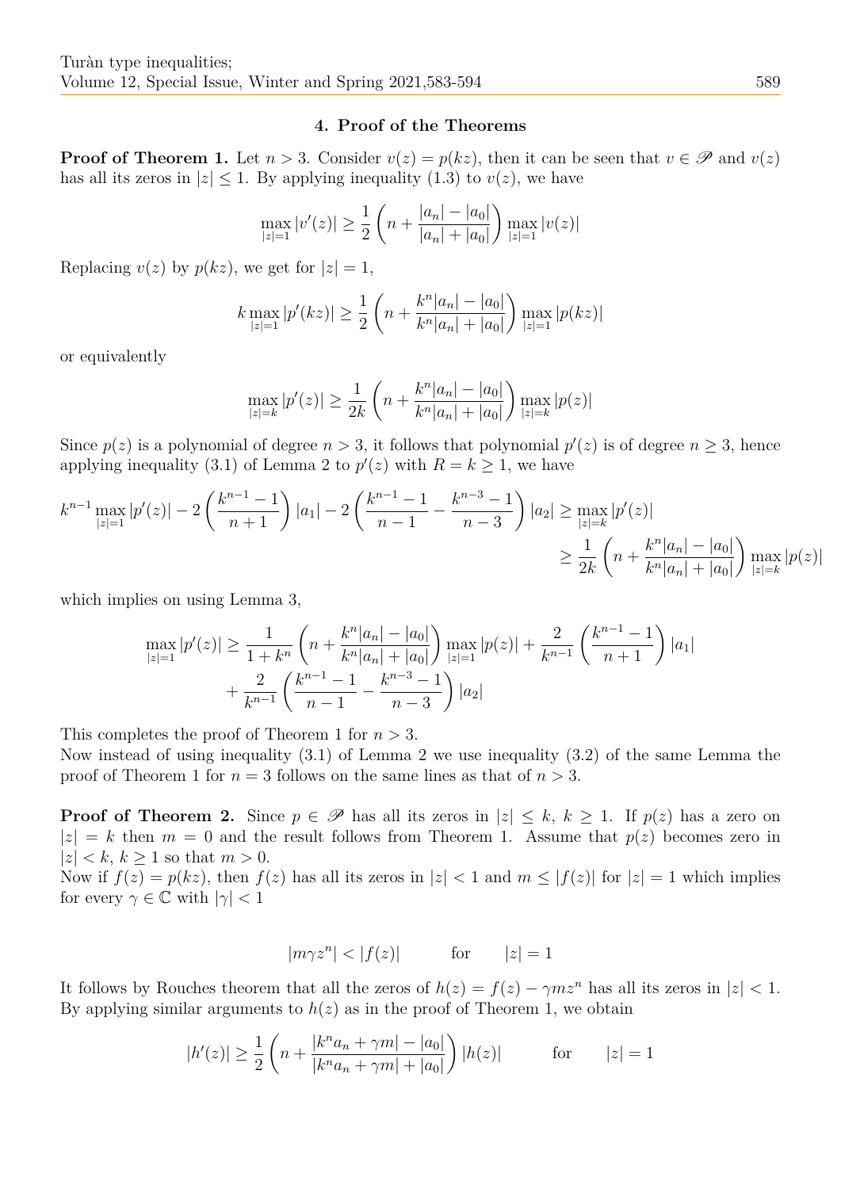## 4. Proof of the Theorems

**Proof of Theorem 1.** Let $n > 3$. Consider $v(z) = p(kz)$, then it can be seen that $v \in \mathscr{P}$ and $v(z)$ has all its zeros in $|z| \leq 1$. By applying inequality (1.3) to $v(z)$, we have

$$\max_{|z|=1} |v'(z)| \geq \frac{1}{2}\left(n + \frac{|a_n| - |a_0|}{|a_n| + |a_0|}\right) \max_{|z|=1} |v(z)|$$

Replacing $v(z)$ by $p(kz)$, we get for $|z| = 1$,

$$k \max_{|z|=1} |p'(kz)| \geq \frac{1}{2}\left(n + \frac{k^n|a_n| - |a_0|}{k^n|a_n| + |a_0|}\right) \max_{|z|=1} |p(kz)|$$

or equivalently

$$\max_{|z|=k} |p'(z)| \geq \frac{1}{2k}\left(n + \frac{k^n|a_n| - |a_0|}{k^n|a_n| + |a_0|}\right) \max_{|z|=k} |p(z)|$$

Since $p(z)$ is a polynomial of degree $n > 3$, it follows that polynomial $p'(z)$ is of degree $n \geq 3$, hence applying inequality (3.1) of Lemma 2 to $p'(z)$ with $R = k \geq 1$, we have

$$\begin{aligned} k^{n-1} \max_{|z|=1} |p'(z)| - 2\left(\frac{k^{n-1}-1}{n+1}\right)|a_1| - 2\left(\frac{k^{n-1}-1}{n-1} - \frac{k^{n-3}-1}{n-3}\right)|a_2| &\geq \max_{|z|=k} |p'(z)| \\ &\geq \frac{1}{2k}\left(n + \frac{k^n|a_n| - |a_0|}{k^n|a_n| + |a_0|}\right) \max_{|z|=k} |p(z)| \end{aligned}$$

which implies on using Lemma 3,

$$\begin{aligned} \max_{|z|=1} |p'(z)| \geq{}& \frac{1}{1+k^n}\left(n + \frac{k^n|a_n| - |a_0|}{k^n|a_n| + |a_0|}\right) \max_{|z|=1} |p(z)| + \frac{2}{k^{n-1}}\left(\frac{k^{n-1}-1}{n+1}\right)|a_1| \\ &+ \frac{2}{k^{n-1}}\left(\frac{k^{n-1}-1}{n-1} - \frac{k^{n-3}-1}{n-3}\right)|a_2| \end{aligned}$$

This completes the proof of Theorem 1 for $n > 3$.
Now instead of using inequality (3.1) of Lemma 2 we use inequality (3.2) of the same Lemma the proof of Theorem 1 for $n = 3$ follows on the same lines as that of $n > 3$.

**Proof of Theorem 2.** Since $p \in \mathscr{P}$ has all its zeros in $|z| \leq k$, $k \geq 1$. If $p(z)$ has a zero on $|z| = k$ then $m = 0$ and the result follows from Theorem 1. Assume that $p(z)$ becomes zero in $|z| < k$, $k \geq 1$ so that $m > 0$.
Now if $f(z) = p(kz)$, then $f(z)$ has all its zeros in $|z| < 1$ and $m \leq |f(z)|$ for $|z| = 1$ which implies for every $\gamma \in \mathbb{C}$ with $|\gamma| < 1$

$$|m\gamma z^n| < |f(z)| \qquad \text{for} \qquad |z| = 1$$

It follows by Rouches theorem that all the zeros of $h(z) = f(z) - \gamma m z^n$ has all its zeros in $|z| < 1$. By applying similar arguments to $h(z)$ as in the proof of Theorem 1, we obtain

$$|h'(z)| \geq \frac{1}{2}\left(n + \frac{|k^n a_n + \gamma m| - |a_0|}{|k^n a_n + \gamma m| + |a_0|}\right)|h(z)| \qquad \text{for} \qquad |z| = 1$$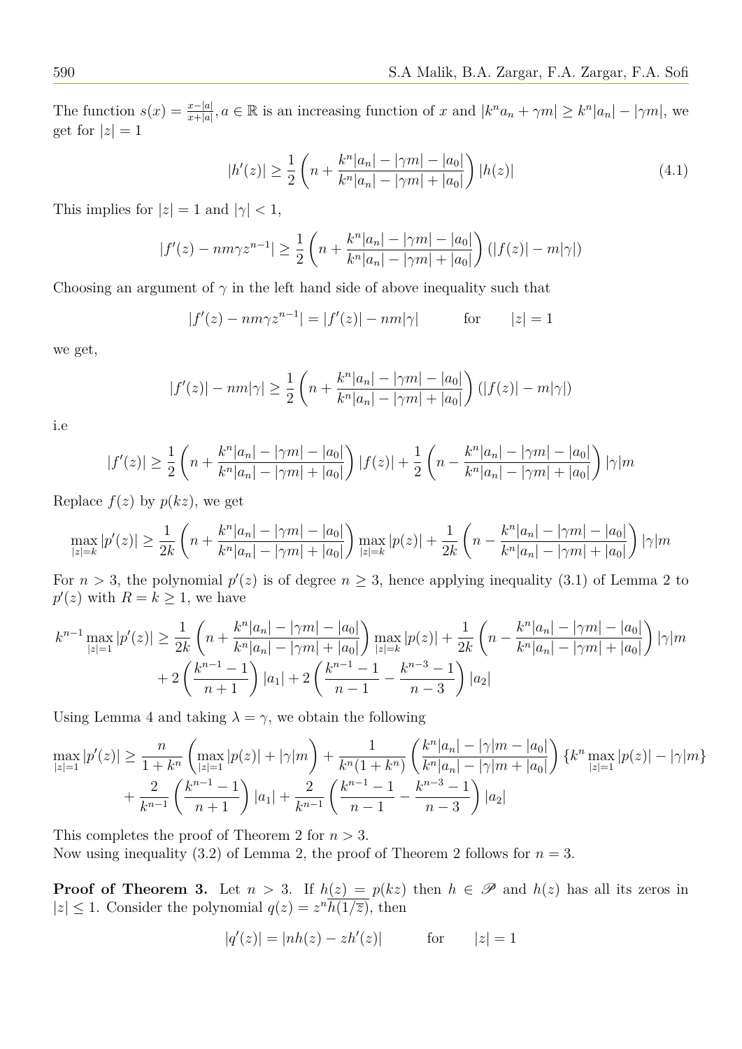The function $s(x) = \frac{x-|a|}{x+|a|}, a \in \mathbb{R}$ is an increasing function of $x$ and $|k^n a_n + \gamma m| \geq k^n|a_n| - |\gamma m|$, we get for $|z| = 1$

$$|h'(z)| \geq \frac{1}{2}\left(n + \frac{k^n|a_n| - |\gamma m| - |a_0|}{k^n|a_n| - |\gamma m| + |a_0|}\right)|h(z)| \tag{4.1}$$

This implies for $|z| = 1$ and $|\gamma| < 1$,

$$|f'(z) - nm\gamma z^{n-1}| \geq \frac{1}{2}\left(n + \frac{k^n|a_n| - |\gamma m| - |a_0|}{k^n|a_n| - |\gamma m| + |a_0|}\right)(|f(z)| - m|\gamma|)$$

Choosing an argument of $\gamma$ in the left hand side of above inequality such that

$$|f'(z) - nm\gamma z^{n-1}| = |f'(z)| - nm|\gamma| \qquad \text{for} \qquad |z| = 1$$

we get,

$$|f'(z)| - nm|\gamma| \geq \frac{1}{2}\left(n + \frac{k^n|a_n| - |\gamma m| - |a_0|}{k^n|a_n| - |\gamma m| + |a_0|}\right)(|f(z)| - m|\gamma|)$$

i.e

$$|f'(z)| \geq \frac{1}{2}\left(n + \frac{k^n|a_n| - |\gamma m| - |a_0|}{k^n|a_n| - |\gamma m| + |a_0|}\right)|f(z)| + \frac{1}{2}\left(n - \frac{k^n|a_n| - |\gamma m| - |a_0|}{k^n|a_n| - |\gamma m| + |a_0|}\right)|\gamma| m$$

Replace $f(z)$ by $p(kz)$, we get

$$\max_{|z|=k}|p'(z)| \geq \frac{1}{2k}\left(n + \frac{k^n|a_n| - |\gamma m| - |a_0|}{k^n|a_n| - |\gamma m| + |a_0|}\right)\max_{|z|=k}|p(z)| + \frac{1}{2k}\left(n - \frac{k^n|a_n| - |\gamma m| - |a_0|}{k^n|a_n| - |\gamma m| + |a_0|}\right)|\gamma| m$$

For $n > 3$, the polynomial $p'(z)$ is of degree $n \geq 3$, hence applying inequality (3.1) of Lemma 2 to $p'(z)$ with $R = k \geq 1$, we have

$$\begin{aligned}k^{n-1}\max_{|z|=1}|p'(z)| \geq \frac{1}{2k}&\left(n + \frac{k^n|a_n| - |\gamma m| - |a_0|}{k^n|a_n| - |\gamma m| + |a_0|}\right)\max_{|z|=k}|p(z)| + \frac{1}{2k}\left(n - \frac{k^n|a_n| - |\gamma m| - |a_0|}{k^n|a_n| - |\gamma m| + |a_0|}\right)|\gamma| m \\ &+ 2\left(\frac{k^{n-1}-1}{n+1}\right)|a_1| + 2\left(\frac{k^{n-1}-1}{n-1} - \frac{k^{n-3}-1}{n-3}\right)|a_2|\end{aligned}$$

Using Lemma 4 and taking $\lambda = \gamma$, we obtain the following

$$\begin{aligned}\max_{|z|=1}|p'(z)| \geq \frac{n}{1+k^n}&\left(\max_{|z|=1}|p(z)| + |\gamma| m\right) + \frac{1}{k^n(1+k^n)}\left(\frac{k^n|a_n| - |\gamma| m - |a_0|}{k^n|a_n| - |\gamma| m + |a_0|}\right)\{k^n\max_{|z|=1}|p(z)| - |\gamma| m\} \\ &+ \frac{2}{k^{n-1}}\left(\frac{k^{n-1}-1}{n+1}\right)|a_1| + \frac{2}{k^{n-1}}\left(\frac{k^{n-1}-1}{n-1} - \frac{k^{n-3}-1}{n-3}\right)|a_2|\end{aligned}$$

This completes the proof of Theorem 2 for $n > 3$.
Now using inequality (3.2) of Lemma 2, the proof of Theorem 2 follows for $n = 3$.

**Proof of Theorem 3.** Let $n > 3$. If $h(z) = p(kz)$ then $h \in \mathscr{P}$ and $h(z)$ has all its zeros in $|z| \leq 1$. Consider the polynomial $q(z) = z^n\overline{h(1/\overline{z})}$, then

$$|q'(z)| = |nh(z) - zh'(z)| \qquad \text{for} \qquad |z| = 1$$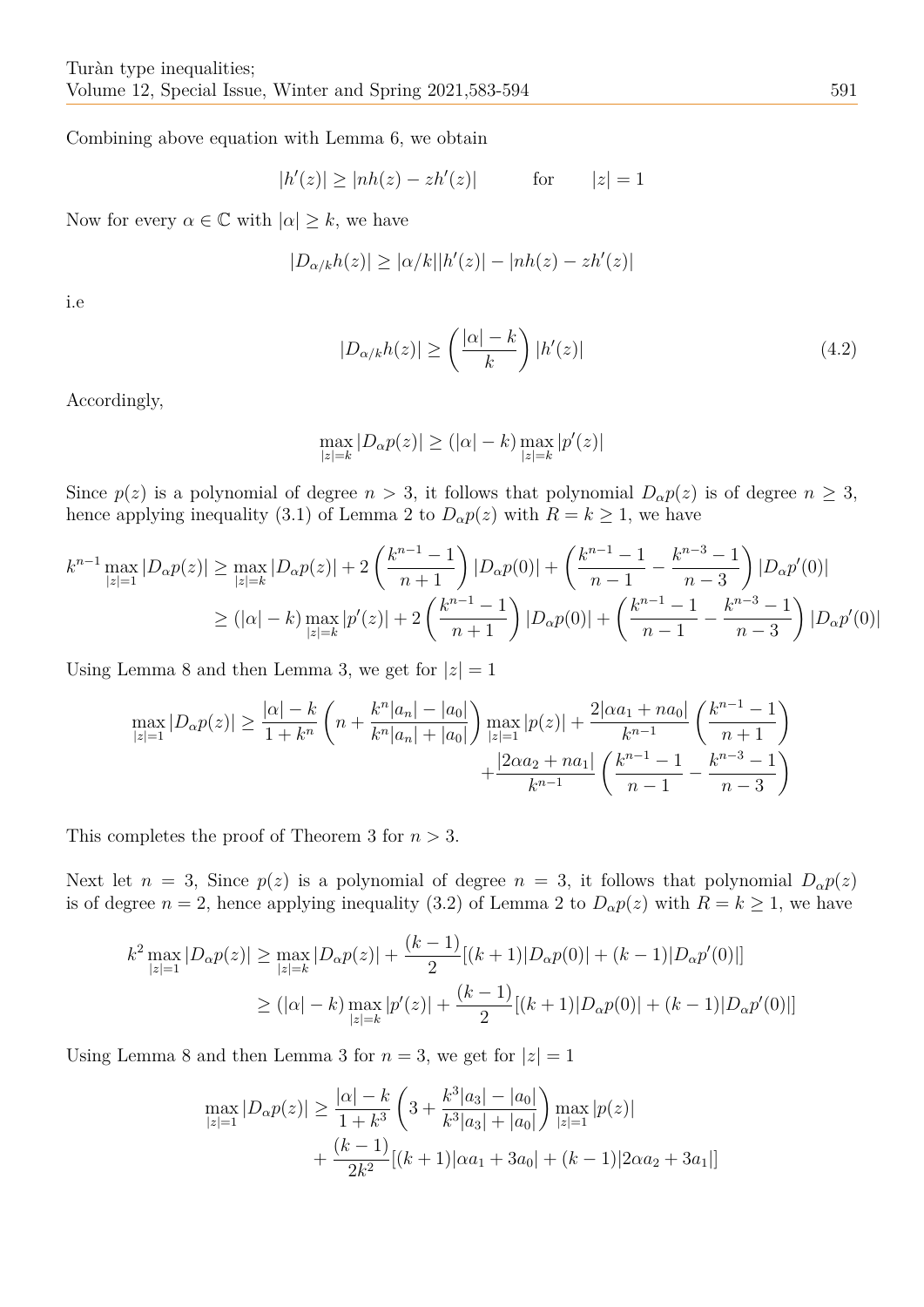Combining above equation with Lemma 6, we obtain

$$|h'(z)| \geq |nh(z) - zh'(z)| \qquad \text{for} \qquad |z| = 1$$

Now for every $\alpha \in \mathbb{C}$ with $|\alpha| \geq k$, we have

$$|D_{\alpha/k}h(z)| \geq |\alpha/k||h'(z)| - |nh(z) - zh'(z)|$$

i.e

$$|D_{\alpha/k}h(z)| \geq \left(\frac{|\alpha| - k}{k}\right)|h'(z)| \tag{4.2}$$

Accordingly,

$$\max_{|z|=k}|D_\alpha p(z)| \geq (|\alpha| - k)\max_{|z|=k}|p'(z)|$$

Since $p(z)$ is a polynomial of degree $n > 3$, it follows that polynomial $D_\alpha p(z)$ is of degree $n \geq 3$, hence applying inequality (3.1) of Lemma 2 to $D_\alpha p(z)$ with $R = k \geq 1$, we have

$$\begin{aligned}
k^{n-1}\max_{|z|=1}|D_\alpha p(z)| &\geq \max_{|z|=k}|D_\alpha p(z)| + 2\left(\frac{k^{n-1}-1}{n+1}\right)|D_\alpha p(0)| + \left(\frac{k^{n-1}-1}{n-1} - \frac{k^{n-3}-1}{n-3}\right)|D_\alpha p'(0)| \\
&\geq (|\alpha| - k)\max_{|z|=k}|p'(z)| + 2\left(\frac{k^{n-1}-1}{n+1}\right)|D_\alpha p(0)| + \left(\frac{k^{n-1}-1}{n-1} - \frac{k^{n-3}-1}{n-3}\right)|D_\alpha p'(0)|
\end{aligned}$$

Using Lemma 8 and then Lemma 3, we get for $|z| = 1$

$$\begin{aligned}
\max_{|z|=1}|D_\alpha p(z)| \geq \frac{|\alpha| - k}{1 + k^n}\left(n + \frac{k^n|a_n| - |a_0|}{k^n|a_n| + |a_0|}\right)\max_{|z|=1}|p(z)| + \frac{2|\alpha a_1 + na_0|}{k^{n-1}}\left(\frac{k^{n-1}-1}{n+1}\right) \\
+ \frac{|2\alpha a_2 + na_1|}{k^{n-1}}\left(\frac{k^{n-1}-1}{n-1} - \frac{k^{n-3}-1}{n-3}\right)
\end{aligned}$$

This completes the proof of Theorem 3 for $n > 3$.

Next let $n = 3$, Since $p(z)$ is a polynomial of degree $n = 3$, it follows that polynomial $D_\alpha p(z)$ is of degree $n = 2$, hence applying inequality (3.2) of Lemma 2 to $D_\alpha p(z)$ with $R = k \geq 1$, we have

$$\begin{aligned}
k^2\max_{|z|=1}|D_\alpha p(z)| &\geq \max_{|z|=k}|D_\alpha p(z)| + \frac{(k-1)}{2}[(k+1)|D_\alpha p(0)| + (k-1)|D_\alpha p'(0)|] \\
&\geq (|\alpha| - k)\max_{|z|=k}|p'(z)| + \frac{(k-1)}{2}[(k+1)|D_\alpha p(0)| + (k-1)|D_\alpha p'(0)|]
\end{aligned}$$

Using Lemma 8 and then Lemma 3 for $n = 3$, we get for $|z| = 1$

$$\begin{aligned}
\max_{|z|=1}|D_\alpha p(z)| &\geq \frac{|\alpha| - k}{1 + k^3}\left(3 + \frac{k^3|a_3| - |a_0|}{k^3|a_3| + |a_0|}\right)\max_{|z|=1}|p(z)| \\
&\quad + \frac{(k-1)}{2k^2}[(k+1)|\alpha a_1 + 3a_0| + (k-1)|2\alpha a_2 + 3a_1|]
\end{aligned}$$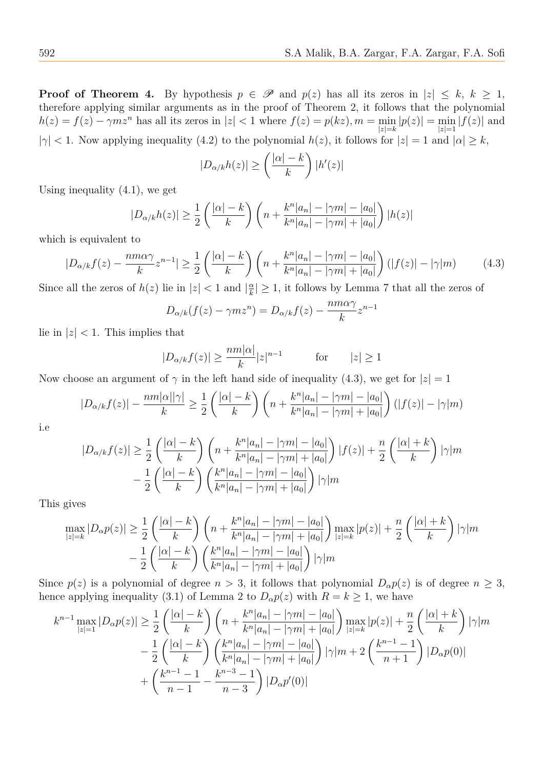**Proof of Theorem 4.** By hypothesis $p \in \mathscr{P}$ and $p(z)$ has all its zeros in $|z| \leq k$, $k \geq 1$, therefore applying similar arguments as in the proof of Theorem 2, it follows that the polynomial $h(z) = f(z) - \gamma m z^n$ has all its zeros in $|z| < 1$ where $f(z) = p(kz), m = \min\limits_{|z|=k} |p(z)| = \min\limits_{|z|=1} |f(z)|$ and $|\gamma| < 1$. Now applying inequality (4.2) to the polynomial $h(z)$, it follows for $|z| = 1$ and $|\alpha| \geq k$,

$$|D_{\alpha/k} h(z)| \geq \left( \frac{|\alpha| - k}{k} \right) |h'(z)|$$

Using inequality (4.1), we get

$$|D_{\alpha/k} h(z)| \geq \frac{1}{2} \left( \frac{|\alpha| - k}{k} \right) \left( n + \frac{k^n |a_n| - |\gamma m| - |a_0|}{k^n |a_n| - |\gamma m| + |a_0|} \right) |h(z)|$$

which is equivalent to

$$|D_{\alpha/k} f(z) - \frac{nm\alpha\gamma}{k} z^{n-1}| \geq \frac{1}{2} \left( \frac{|\alpha| - k}{k} \right) \left( n + \frac{k^n |a_n| - |\gamma m| - |a_0|}{k^n |a_n| - |\gamma m| + |a_0|} \right) (|f(z)| - |\gamma| m) \tag{4.3}$$

Since all the zeros of $h(z)$ lie in $|z| < 1$ and $|\frac{\alpha}{k}| \geq 1$, it follows by Lemma 7 that all the zeros of

$$D_{\alpha/k}(f(z) - \gamma m z^n) = D_{\alpha/k} f(z) - \frac{nm\alpha\gamma}{k} z^{n-1}$$

lie in $|z| < 1$. This implies that

$$|D_{\alpha/k} f(z)| \geq \frac{nm|\alpha|}{k} |z|^{n-1} \qquad \text{for} \qquad |z| \geq 1$$

Now choose an argument of $\gamma$ in the left hand side of inequality (4.3), we get for $|z| = 1$

$$|D_{\alpha/k} f(z)| - \frac{nm|\alpha||\gamma|}{k} \geq \frac{1}{2} \left( \frac{|\alpha| - k}{k} \right) \left( n + \frac{k^n |a_n| - |\gamma m| - |a_0|}{k^n |a_n| - |\gamma m| + |a_0|} \right) (|f(z)| - |\gamma| m)$$

i.e

$$\begin{aligned} |D_{\alpha/k} f(z)| \geq & \frac{1}{2} \left( \frac{|\alpha| - k}{k} \right) \left( n + \frac{k^n |a_n| - |\gamma m| - |a_0|}{k^n |a_n| - |\gamma m| + |a_0|} \right) |f(z)| + \frac{n}{2} \left( \frac{|\alpha| + k}{k} \right) |\gamma| m \\ & - \frac{1}{2} \left( \frac{|\alpha| - k}{k} \right) \left( \frac{k^n |a_n| - |\gamma m| - |a_0|}{k^n |a_n| - |\gamma m| + |a_0|} \right) |\gamma| m \end{aligned}$$

This gives

$$\begin{aligned} \max_{|z|=k} |D_\alpha p(z)| \geq & \frac{1}{2} \left( \frac{|\alpha| - k}{k} \right) \left( n + \frac{k^n |a_n| - |\gamma m| - |a_0|}{k^n |a_n| - |\gamma m| + |a_0|} \right) \max_{|z|=k} |p(z)| + \frac{n}{2} \left( \frac{|\alpha| + k}{k} \right) |\gamma| m \\ & - \frac{1}{2} \left( \frac{|\alpha| - k}{k} \right) \left( \frac{k^n |a_n| - |\gamma m| - |a_0|}{k^n |a_n| - |\gamma m| + |a_0|} \right) |\gamma| m \end{aligned}$$

Since $p(z)$ is a polynomial of degree $n > 3$, it follows that polynomial $D_\alpha p(z)$ is of degree $n \geq 3$, hence applying inequality (3.1) of Lemma 2 to $D_\alpha p(z)$ with $R = k \geq 1$, we have

$$\begin{aligned} k^{n-1} \max_{|z|=1} |D_\alpha p(z)| \geq & \frac{1}{2} \left( \frac{|\alpha| - k}{k} \right) \left( n + \frac{k^n |a_n| - |\gamma m| - |a_0|}{k^n |a_n| - |\gamma m| + |a_0|} \right) \max_{|z|=k} |p(z)| + \frac{n}{2} \left( \frac{|\alpha| + k}{k} \right) |\gamma| m \\ & - \frac{1}{2} \left( \frac{|\alpha| - k}{k} \right) \left( \frac{k^n |a_n| - |\gamma m| - |a_0|}{k^n |a_n| - |\gamma m| + |a_0|} \right) |\gamma| m + 2 \left( \frac{k^{n-1} - 1}{n+1} \right) |D_\alpha p(0)| \\ & + \left( \frac{k^{n-1} - 1}{n-1} - \frac{k^{n-3} - 1}{n-3} \right) |D_\alpha p'(0)| \end{aligned}$$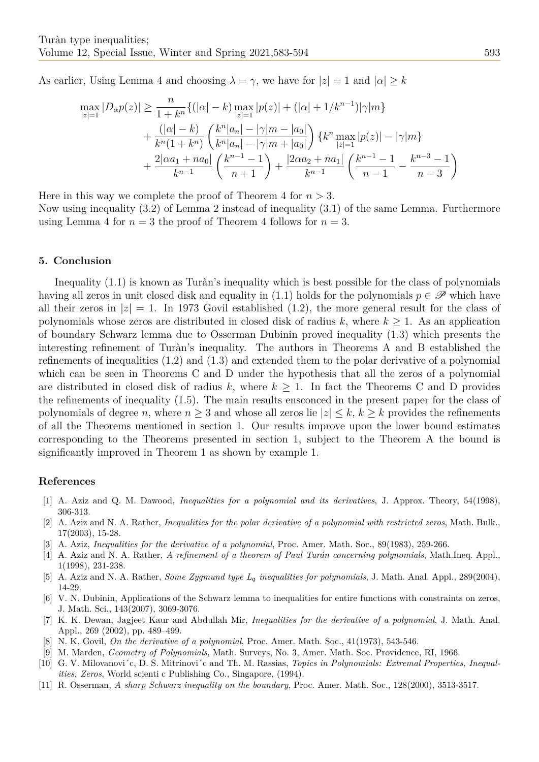As earlier, Using Lemma 4 and choosing $\lambda = \gamma$, we have for $|z| = 1$ and $|\alpha| \geq k$

$$
\begin{aligned}
\max_{|z|=1} |D_\alpha p(z)| \geq \frac{n}{1+k^n} &\{(|\alpha| - k) \max_{|z|=1} |p(z)| + (|\alpha| + 1/k^{n-1})|\gamma|m\} \\
&+ \frac{(|\alpha| - k)}{k^n(1+k^n)} \left( \frac{k^n|a_n| - |\gamma|m - |a_0|}{k^n|a_n| - |\gamma|m + |a_0|} \right) \{k^n \max_{|z|=1} |p(z)| - |\gamma|m\} \\
&+ \frac{2|\alpha a_1 + na_0|}{k^{n-1}} \left( \frac{k^{n-1} - 1}{n+1} \right) + \frac{|2\alpha a_2 + na_1|}{k^{n-1}} \left( \frac{k^{n-1} - 1}{n-1} - \frac{k^{n-3} - 1}{n-3} \right)
\end{aligned}
$$

Here in this way we complete the proof of Theorem 4 for $n > 3$.
Now using inequality (3.2) of Lemma 2 instead of inequality (3.1) of the same Lemma. Furthermore using Lemma 4 for $n = 3$ the proof of Theorem 4 follows for $n = 3$.

## 5. Conclusion

Inequality (1.1) is known as Turàn's inequality which is best possible for the class of polynomials having all zeros in unit closed disk and equality in (1.1) holds for the polynomials $p \in \mathscr{P}$ which have all their zeros in $|z| = 1$. In 1973 Govil established (1.2), the more general result for the class of polynomials whose zeros are distributed in closed disk of radius $k$, where $k \geq 1$. As an application of boundary Schwarz lemma due to Osserman Dubinin proved inequality (1.3) which presents the interesting refinement of Turàn's inequality. The authors in Theorems A and B established the refinements of inequalities (1.2) and (1.3) and extended them to the polar derivative of a polynomial which can be seen in Theorems C and D under the hypothesis that all the zeros of a polynomial are distributed in closed disk of radius $k$, where $k \geq 1$. In fact the Theorems C and D provides the refinements of inequality (1.5). The main results ensconced in the present paper for the class of polynomials of degree $n$, where $n \geq 3$ and whose all zeros lie $|z| \leq k$, $k \geq k$ provides the refinements of all the Theorems mentioned in section 1. Our results improve upon the lower bound estimates corresponding to the Theorems presented in section 1, subject to the Theorem A the bound is significantly improved in Theorem 1 as shown by example 1.

## References

[1] A. Aziz and Q. M. Dawood, *Inequalities for a polynomial and its derivatives*, J. Approx. Theory, 54(1998), 306-313.

[2] A. Aziz and N. A. Rather, *Inequalities for the polar derivative of a polynomial with restricted zeros*, Math. Bulk., 17(2003), 15-28.

[3] A. Aziz, *Inequalities for the derivative of a polynomial*, Proc. Amer. Math. Soc., 89(1983), 259-266.

[4] A. Aziz and N. A. Rather, *A refinement of a theorem of Paul Turán concerning polynomials*, Math.Ineq. Appl., 1(1998), 231-238.

[5] A. Aziz and N. A. Rather, *Some Zygmund type $L_q$ inequalities for polynomials*, J. Math. Anal. Appl., 289(2004), 14-29.

[6] V. N. Dubinin, Applications of the Schwarz lemma to inequalities for entire functions with constraints on zeros, J. Math. Sci., 143(2007), 3069-3076.

[7] K. K. Dewan, Jagjeet Kaur and Abdullah Mir, *Inequalities for the derivative of a polynomial*, J. Math. Anal. Appl., 269 (2002), pp. 489–499.

[8] N. K. Govil, *On the derivative of a polynomial*, Proc. Amer. Math. Soc., 41(1973), 543-546.

[9] M. Marden, *Geometry of Polynomials*, Math. Surveys, No. 3, Amer. Math. Soc. Providence, RI, 1966.

[10] G. V. Milovanovi´c, D. S. Mitrinovi´c and Th. M. Rassias, *Topics in Polynomials: Extremal Properties, Inequalities, Zeros*, World scienti c Publishing Co., Singapore, (1994).

[11] R. Osserman, *A sharp Schwarz inequality on the boundary*, Proc. Amer. Math. Soc., 128(2000), 3513-3517.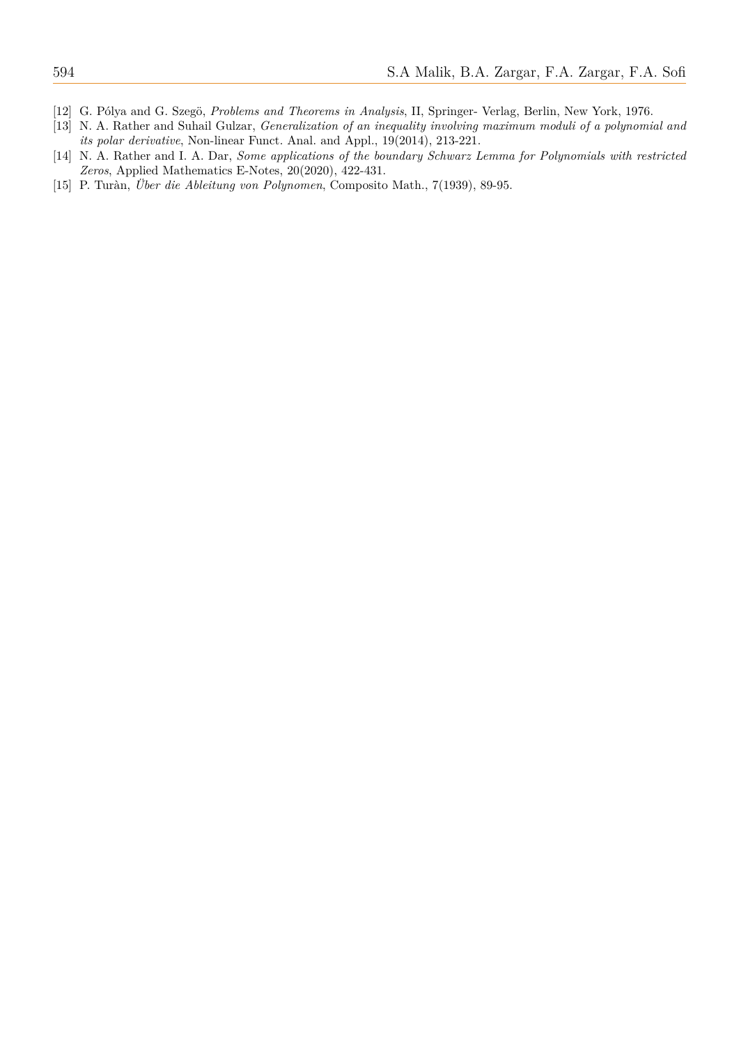[12] G. Pólya and G. Szegö, *Problems and Theorems in Analysis*, II, Springer- Verlag, Berlin, New York, 1976.

[13] N. A. Rather and Suhail Gulzar, *Generalization of an inequality involving maximum moduli of a polynomial and its polar derivative*, Non-linear Funct. Anal. and Appl., 19(2014), 213-221.

[14] N. A. Rather and I. A. Dar, *Some applications of the boundary Schwarz Lemma for Polynomials with restricted Zeros*, Applied Mathematics E-Notes, 20(2020), 422-431.

[15] P. Turàn, *Über die Ableitung von Polynomen*, Composito Math., 7(1939), 89-95.